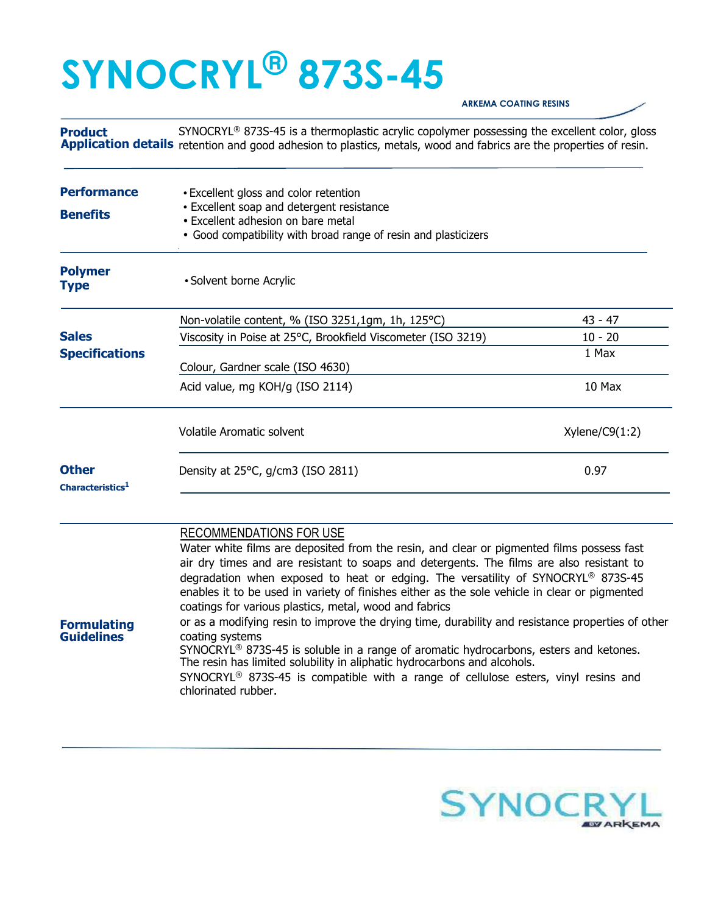# SYNOCRYL® 873S-45

ARKEMA COATING RESINS

**Product Application details**

SYNOCRYL® 873S-45 is a thermoplastic acrylic copolymer possessing the excellent color, gloss retention and good adhesion to plastics, metals, wood and fabrics are the properties of resin.

**Performance Benefits**

- Excellent gloss and color retention
- Excellent soap and detergent resistance
- Excellent adhesion on bare metal
- Good compatibility with broad range of resin and plasticizers

**Polymer Type**

- Solvent borne Acrylic

**Sales Specifications**

| Property | Value |
|---|---|
| Non-volatile content, % (ISO 3251,1gm, 1h, 125°C) | 43 - 47 |
| Viscosity in Poise at 25°C, Brookfield Viscometer (ISO 3219) | 10 - 20 |
| Colour, Gardner scale (ISO 4630) | 1 Max |
| Acid value, mg KOH/g (ISO 2114) | 10 Max |

**Other Characteristics[1]**

| Property | Value |
|---|---|
| Volatile Aromatic solvent | Xylene/C9(1:2) |
| Density at 25°C, g/cm3 (ISO 2811) | 0.97 |

**Formulating Guidelines**

RECOMMENDATIONS FOR USE

Water white films are deposited from the resin, and clear or pigmented films possess fast air dry times and are resistant to soaps and detergents. The films are also resistant to degradation when exposed to heat or edging. The versatility of SYNOCRYL® 873S-45 enables it to be used in variety of finishes either as the sole vehicle in clear or pigmented coatings for various plastics, metal, wood and fabrics or as a modifying resin to improve the drying time, durability and resistance properties of other coating systems

SYNOCRYL® 873S-45 is soluble in a range of aromatic hydrocarbons, esters and ketones. The resin has limited solubility in aliphatic hydrocarbons and alcohols.

SYNOCRYL® 873S-45 is compatible with a range of cellulose esters, vinyl resins and chlorinated rubber.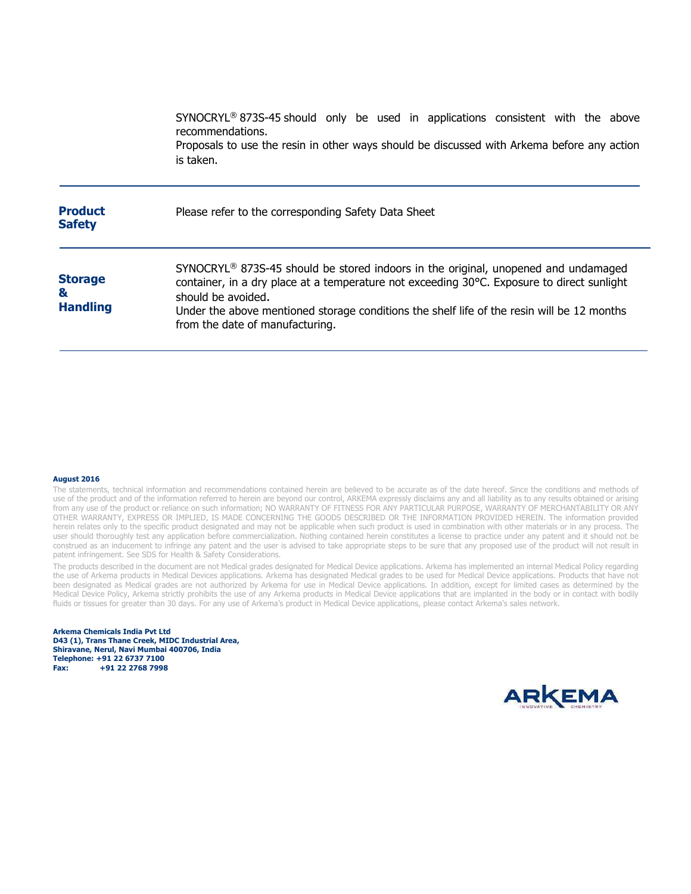SYNOCRYL® 873S-45 should only be used in applications consistent with the above recommendations.
Proposals to use the resin in other ways should be discussed with Arkema before any action is taken.

---

**Product Safety**

Please refer to the corresponding Safety Data Sheet

---

**Storage & Handling**

SYNOCRYL® 873S-45 should be stored indoors in the original, unopened and undamaged container, in a dry place at a temperature not exceeding 30°C. Exposure to direct sunlight should be avoided.
Under the above mentioned storage conditions the shelf life of the resin will be 12 months from the date of manufacturing.

---

**August 2016**

The statements, technical information and recommendations contained herein are believed to be accurate as of the date hereof. Since the conditions and methods of use of the product and of the information referred to herein are beyond our control, ARKEMA expressly disclaims any and all liability as to any results obtained or arising from any use of the product or reliance on such information; NO WARRANTY OF FITNESS FOR ANY PARTICULAR PURPOSE, WARRANTY OF MERCHANTABILITY OR ANY OTHER WARRANTY, EXPRESS OR IMPLIED, IS MADE CONCERNING THE GOODS DESCRIBED OR THE INFORMATION PROVIDED HEREIN. The information provided herein relates only to the specific product designated and may not be applicable when such product is used in combination with other materials or in any process. The user should thoroughly test any application before commercialization. Nothing contained herein constitutes a license to practice under any patent and it should not be construed as an inducement to infringe any patent and the user is advised to take appropriate steps to be sure that any proposed use of the product will not result in patent infringement. See SDS for Health & Safety Considerations.

The products described in the document are not Medical grades designated for Medical Device applications. Arkema has implemented an internal Medical Policy regarding the use of Arkema products in Medical Devices applications. Arkema has designated Medical grades to be used for Medical Device applications. Products that have not been designated as Medical grades are not authorized by Arkema for use in Medical Device applications. In addition, except for limited cases as determined by the Medical Device Policy, Arkema strictly prohibits the use of any Arkema products in Medical Device applications that are implanted in the body or in contact with bodily fluids or tissues for greater than 30 days. For any use of Arkema's product in Medical Device applications, please contact Arkema's sales network.

**Arkema Chemicals India Pvt Ltd**
**D43 (1), Trans Thane Creek, MIDC Industrial Area,**
**Shiravane, Nerul, Navi Mumbai 400706, India**
**Telephone: +91 22 6737 7100**
**Fax: +91 22 2768 7998**

ARKEMA
INNOVATIVE CHEMISTRY